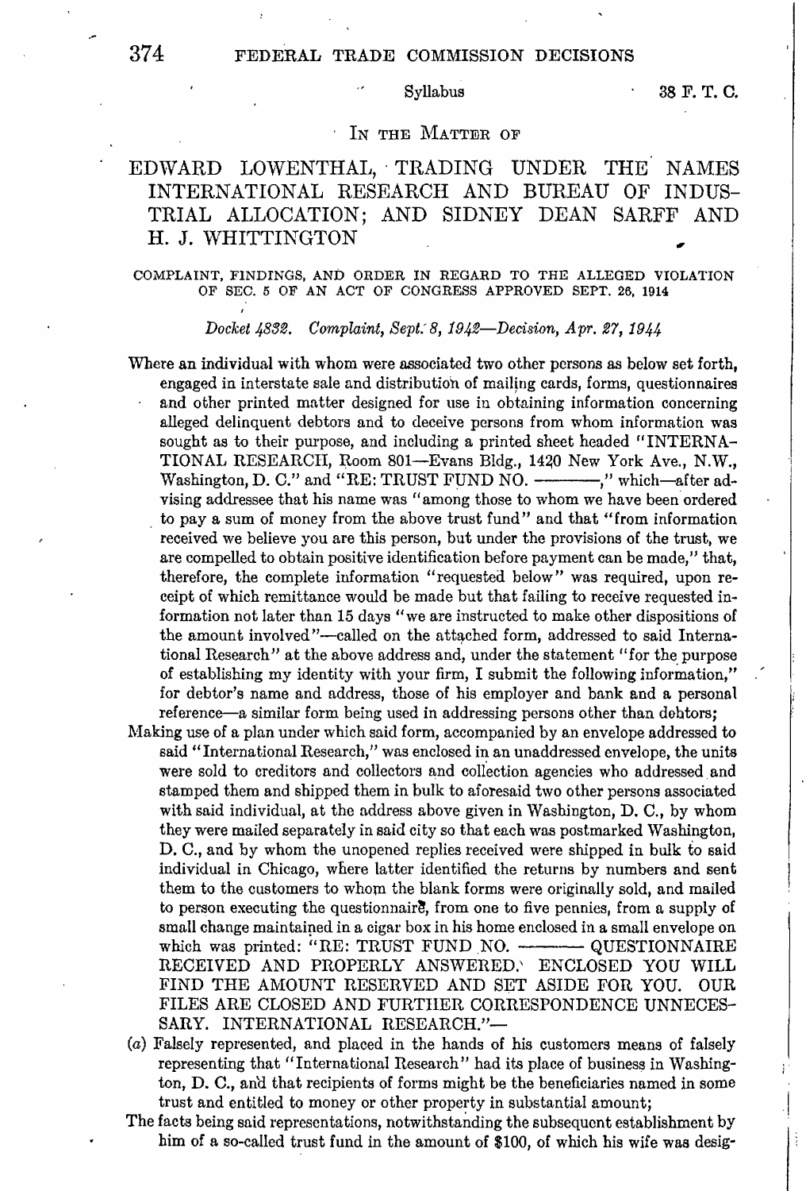IN THE MATTER OF

# EDWARD LOWENTHAL, TRADING UNDER THE NAMES INTERNATIONAL RESEARCH AND BUREAU OF INDUSTRIAL ALLOCATION; AND SIDNEY DEAN SARFF AND H. J. WHITTINGTON

COMPLAINT, FINDINGS, AND ORDER IN REGARD TO THE ALLEGED VIOLATION OF SEC. 5 OF AN ACT OF CONGRESS APPROVED SEPT. 26, 1914

*Docket 4832. Complaint, Sept. 8, 1942—Decision, Apr. 27, 1944*

Where an individual with whom were associated two other persons as below set forth, engaged in interstate sale and distribution of mailing cards, forms, questionnaires and other printed matter designed for use in obtaining information concerning alleged delinquent debtors and to deceive persons from whom information was sought as to their purpose, and including a printed sheet headed "INTERNATIONAL RESEARCH, Room 801—Evans Bldg., 1420 New York Ave., N.W., Washington, D. C." and "RE: TRUST FUND NO. ———," which—after advising addressee that his name was "among those to whom we have been ordered to pay a sum of money from the above trust fund" and that "from information received we believe you are this person, but under the provisions of the trust, we are compelled to obtain positive identification before payment can be made," that, therefore, the complete information "requested below" was required, upon receipt of which remittance would be made but that failing to receive requested information not later than 15 days "we are instructed to make other dispositions of the amount involved"—called on the attached form, addressed to said International Research" at the above address and, under the statement "for the purpose of establishing my identity with your firm, I submit the following information," for debtor's name and address, those of his employer and bank and a personal reference—a similar form being used in addressing persons other than debtors;

Making use of a plan under which said form, accompanied by an envelope addressed to said "International Research," was enclosed in an unaddressed envelope, the units were sold to creditors and collectors and collection agencies who addressed and stamped them and shipped them in bulk to aforesaid two other persons associated with said individual, at the address above given in Washington, D. C., by whom they were mailed separately in said city so that each was postmarked Washington, D. C., and by whom the unopened replies received were shipped in bulk to said individual in Chicago, where latter identified the returns by numbers and sent them to the customers to whom the blank forms were originally sold, and mailed to person executing the questionnaire, from one to five pennies, from a supply of small change maintained in a cigar box in his home enclosed in a small envelope on which was printed: "RE: TRUST FUND NO. ——— QUESTIONNAIRE RECEIVED AND PROPERLY ANSWERED. ENCLOSED YOU WILL FIND THE AMOUNT RESERVED AND SET ASIDE FOR YOU. OUR FILES ARE CLOSED AND FURTHER CORRESPONDENCE UNNECESSARY. INTERNATIONAL RESEARCH."—

(*a*) Falsely represented, and placed in the hands of his customers means of falsely representing that "International Research" had its place of business in Washington, D. C., and that recipients of forms might be the beneficiaries named in some trust and entitled to money or other property in substantial amount;

The facts being said representations, notwithstanding the subsequent establishment by him of a so-called trust fund in the amount of $100, of which his wife was desig-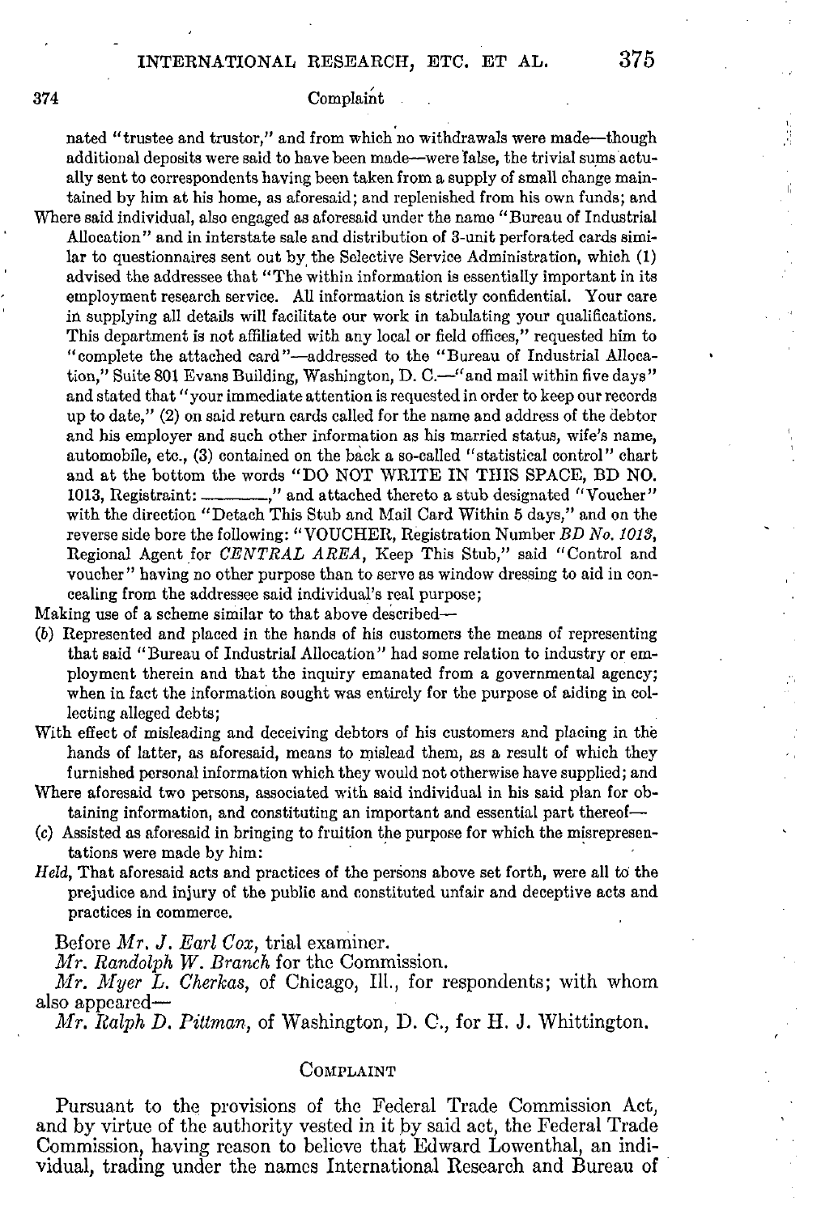nated "trustee and trustor," and from which no withdrawals were made—though additional deposits were said to have been made—were false, the trivial sums actually sent to correspondents having been taken from a supply of small change maintained by him at his home, as aforesaid; and replenished from his own funds; and

Where said individual, also engaged as aforesaid under the name "Bureau of Industrial Allocation" and in interstate sale and distribution of 3-unit perforated cards similar to questionnaires sent out by the Selective Service Administration, which (1) advised the addressee that "The within information is essentially important in its employment research service. All information is strictly confidential. Your care in supplying all details will facilitate our work in tabulating your qualifications. This department is not affiliated with any local or field offices," requested him to "complete the attached card"—addressed to the "Bureau of Industrial Allocation," Suite 801 Evans Building, Washington, D. C.—"and mail within five days" and stated that "your immediate attention is requested in order to keep our records up to date," (2) on said return cards called for the name and address of the debtor and his employer and such other information as his married status, wife's name, automobile, etc., (3) contained on the back a so-called "statistical control" chart and at the bottom the words "DO NOT WRITE IN THIS SPACE, BD NO. 1013, Registraint: ________," and attached thereto a stub designated "Voucher" with the direction "Detach This Stub and Mail Card Within 5 days," and on the reverse side bore the following: "VOUCHER, Registration Number *BD No. 1013*, Regional Agent for *CENTRAL AREA*, Keep This Stub," said "Control and voucher" having no other purpose than to serve as window dressing to aid in concealing from the addressee said individual's real purpose;

Making use of a scheme similar to that above described—

(*b*) Represented and placed in the hands of his customers the means of representing that said "Bureau of Industrial Allocation" had some relation to industry or employment therein and that the inquiry emanated from a governmental agency; when in fact the information sought was entirely for the purpose of aiding in collecting alleged debts;

With effect of misleading and deceiving debtors of his customers and placing in the hands of latter, as aforesaid, means to mislead them, as a result of which they furnished personal information which they would not otherwise have supplied; and

Where aforesaid two persons, associated with said individual in his said plan for obtaining information, and constituting an important and essential part thereof—

(*c*) Assisted as aforesaid in bringing to fruition the purpose for which the misrepresentations were made by him:

*Held*, That aforesaid acts and practices of the persons above set forth, were all to the prejudice and injury of the public and constituted unfair and deceptive acts and practices in commerce.

Before *Mr. J. Earl Cox*, trial examiner.

*Mr. Randolph W. Branch* for the Commission.

*Mr. Myer L. Cherkas*, of Chicago, Ill., for respondents; with whom also appeared—

*Mr. Ralph D. Pittman*, of Washington, D. C., for H. J. Whittington.

## Complaint

Pursuant to the provisions of the Federal Trade Commission Act, and by virtue of the authority vested in it by said act, the Federal Trade Commission, having reason to believe that Edward Lowenthal, an individual, trading under the names International Research and Bureau of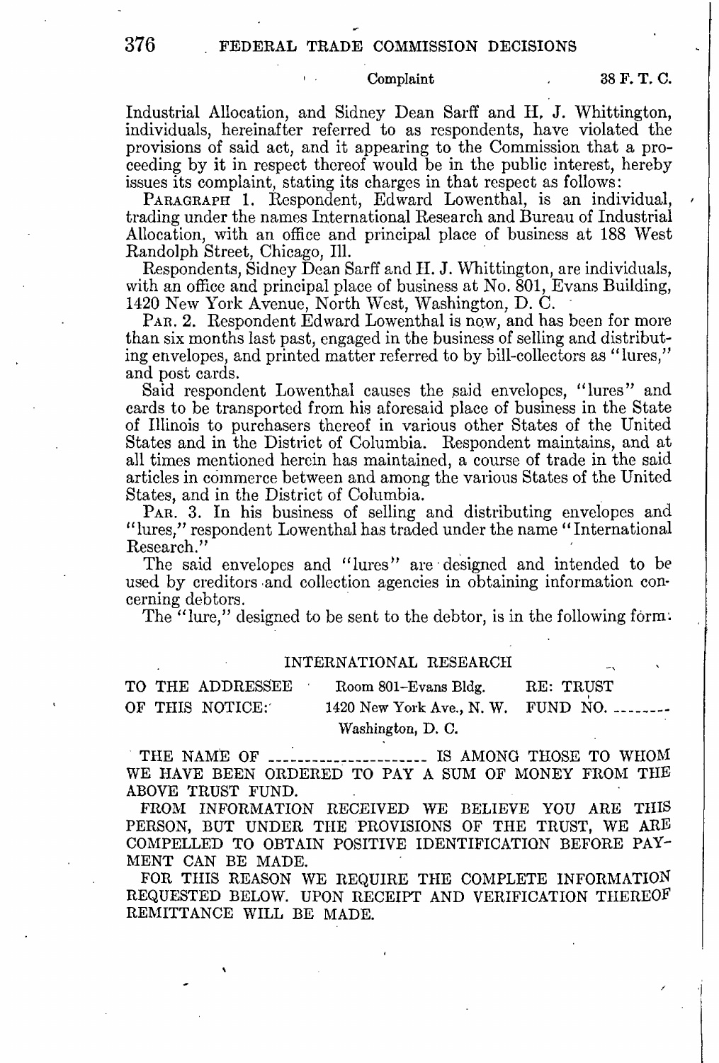Industrial Allocation, and Sidney Dean Sarff and H. J. Whittington, individuals, hereinafter referred to as respondents, have violated the provisions of said act, and it appearing to the Commission that a proceeding by it in respect thereof would be in the public interest, hereby issues its complaint, stating its charges in that respect as follows:

PARAGRAPH 1. Respondent, Edward Lowenthal, is an individual, trading under the names International Research and Bureau of Industrial Allocation, with an office and principal place of business at 188 West Randolph Street, Chicago, Ill.

Respondents, Sidney Dean Sarff and H. J. Whittington, are individuals, with an office and principal place of business at No. 801, Evans Building, 1420 New York Avenue, North West, Washington, D. C.

PAR. 2. Respondent Edward Lowenthal is now, and has been for more than six months last past, engaged in the business of selling and distributing envelopes, and printed matter referred to by bill-collectors as "lures," and post cards.

Said respondent Lowenthal causes the said envelopes, "lures" and cards to be transported from his aforesaid place of business in the State of Illinois to purchasers thereof in various other States of the United States and in the District of Columbia. Respondent maintains, and at all times mentioned herein has maintained, a course of trade in the said articles in commerce between and among the various States of the United States, and in the District of Columbia.

PAR. 3. In his business of selling and distributing envelopes and "lures," respondent Lowenthal has traded under the name "International Research."

The said envelopes and "lures" are designed and intended to be used by creditors and collection agencies in obtaining information concerning debtors.

The "lure," designed to be sent to the debtor, is in the following form:

INTERNATIONAL RESEARCH

| TO THE ADDRESSEE OF THIS NOTICE: | Room 801–Evans Bldg. 1420 New York Ave., N. W. Washington, D. C. | RE: TRUST FUND NO. -------- |
|---|---|---|

THE NAME OF --------------------- IS AMONG THOSE TO WHOM WE HAVE BEEN ORDERED TO PAY A SUM OF MONEY FROM THE ABOVE TRUST FUND.

FROM INFORMATION RECEIVED WE BELIEVE YOU ARE THIS PERSON, BUT UNDER THE PROVISIONS OF THE TRUST, WE ARE COMPELLED TO OBTAIN POSITIVE IDENTIFICATION BEFORE PAYMENT CAN BE MADE.

FOR THIS REASON WE REQUIRE THE COMPLETE INFORMATION REQUESTED BELOW. UPON RECEIPT AND VERIFICATION THEREOF REMITTANCE WILL BE MADE.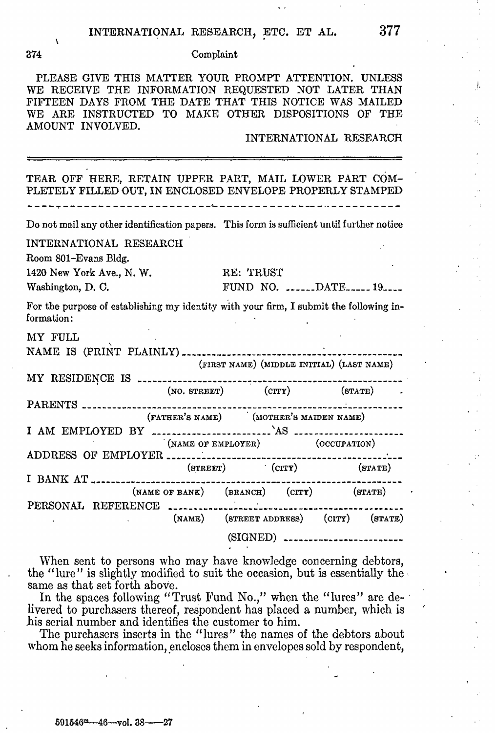PLEASE GIVE THIS MATTER YOUR PROMPT ATTENTION. UNLESS WE RECEIVE THE INFORMATION REQUESTED NOT LATER THAN FIFTEEN DAYS FROM THE DATE THAT THIS NOTICE WAS MAILED WE ARE INSTRUCTED TO MAKE OTHER DISPOSITIONS OF THE AMOUNT INVOLVED.

INTERNATIONAL RESEARCH

---

TEAR OFF HERE, RETAIN UPPER PART, MAIL LOWER PART COMPLETELY FILLED OUT, IN ENCLOSED ENVELOPE PROPERLY STAMPED

---

Do not mail any other identification papers. This form is sufficient until further notice

INTERNATIONAL RESEARCH
Room 801–Evans Bldg.
1420 New York Ave., N. W.
Washington, D. C.

RE: TRUST
FUND NO. ______DATE_____ 19____

For the purpose of establishing my identity with your firm, I submit the following information:

MY FULL
NAME IS (PRINT PLAINLY) ____________________________________________
(FIRST NAME) (MIDDLE INITIAL) (LAST NAME)

MY RESIDENCE IS ____________________________________________
(NO. STREET) (CITY) (STATE)

PARENTS ____________________________________________
(FATHER'S NAME) (MOTHER'S MAIDEN NAME)

I AM EMPLOYED BY ______________________ AS ____________________
(NAME OF EMPLOYER) (OCCUPATION)

ADDRESS OF EMPLOYER ____________________________________________
(STREET) (CITY) (STATE)

I BANK AT ____________________________________________
(NAME OF BANK) (BRANCH) (CITY) (STATE)

PERSONAL REFERENCE ____________________________________________
(NAME) (STREET ADDRESS) (CITY) (STATE)

(SIGNED) ________________________

When sent to persons who may have knowledge concerning debtors, the "lure" is slightly modified to suit the occasion, but is essentially the same as that set forth above.

In the spaces following "Trust Fund No.," when the "lures" are delivered to purchasers thereof, respondent has placed a number, which is his serial number and identifies the customer to him.

The purchasers inserts in the "lures" the names of the debtors about whom he seeks information, encloses them in envelopes sold by respondent,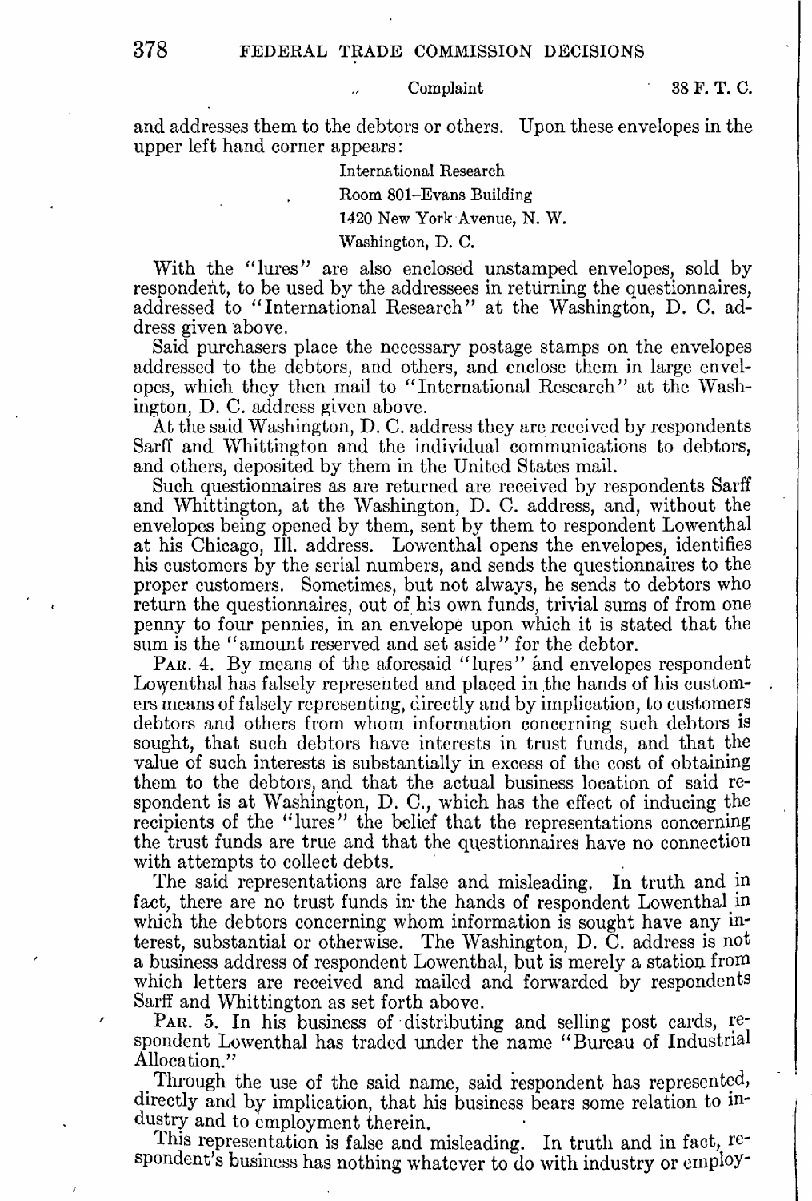and addresses them to the debtors or others. Upon these envelopes in the upper left hand corner appears:

International Research
Room 801–Evans Building
1420 New York Avenue, N. W.
Washington, D. C.

With the "lures" are also enclosed unstamped envelopes, sold by respondent, to be used by the addressees in returning the questionnaires, addressed to "International Research" at the Washington, D. C. address given above.

Said purchasers place the necessary postage stamps on the envelopes addressed to the debtors, and others, and enclose them in large envelopes, which they then mail to "International Research" at the Washington, D. C. address given above.

At the said Washington, D. C. address they are received by respondents Sarff and Whittington and the individual communications to debtors, and others, deposited by them in the United States mail.

Such questionnaires as are returned are received by respondents Sarff and Whittington, at the Washington, D. C. address, and, without the envelopes being opened by them, sent by them to respondent Lowenthal at his Chicago, Ill. address. Lowenthal opens the envelopes, identifies his customers by the serial numbers, and sends the questionnaires to the proper customers. Sometimes, but not always, he sends to debtors who return the questionnaires, out of his own funds, trivial sums of from one penny to four pennies, in an envelope upon which it is stated that the sum is the "amount reserved and set aside" for the debtor.

PAR. 4. By means of the aforesaid "lures" and envelopes respondent Lowenthal has falsely represented and placed in the hands of his customers means of falsely representing, directly and by implication, to customers debtors and others from whom information concerning such debtors is sought, that such debtors have interests in trust funds, and that the value of such interests is substantially in excess of the cost of obtaining them to the debtors, and that the actual business location of said respondent is at Washington, D. C., which has the effect of inducing the recipients of the "lures" the belief that the representations concerning the trust funds are true and that the questionnaires have no connection with attempts to collect debts.

The said representations are false and misleading. In truth and in fact, there are no trust funds in the hands of respondent Lowenthal in which the debtors concerning whom information is sought have any interest, substantial or otherwise. The Washington, D. C. address is not a business address of respondent Lowenthal, but is merely a station from which letters are received and mailed and forwarded by respondents Sarff and Whittington as set forth above.

PAR. 5. In his business of distributing and selling post cards, respondent Lowenthal has traded under the name "Bureau of Industrial Allocation."

Through the use of the said name, said respondent has represented, directly and by implication, that his business bears some relation to industry and to employment therein.

This representation is false and misleading. In truth and in fact, respondent's business has nothing whatever to do with industry or employ-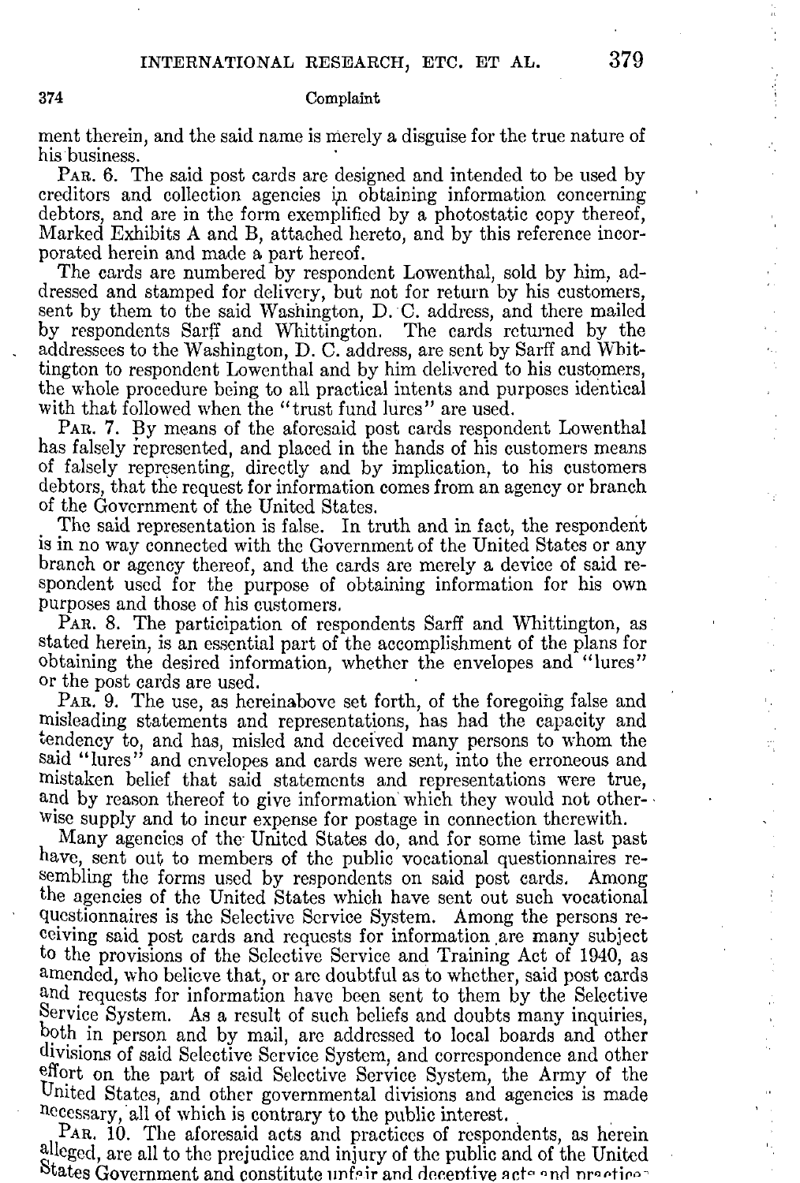ment therein, and the said name is merely a disguise for the true nature of his business.

PAR. 6. The said post cards are designed and intended to be used by creditors and collection agencies in obtaining information concerning debtors, and are in the form exemplified by a photostatic copy thereof, Marked Exhibits A and B, attached hereto, and by this reference incorporated herein and made a part hereof.

The cards are numbered by respondent Lowenthal, sold by him, addressed and stamped for delivery, but not for return by his customers, sent by them to the said Washington, D. C. address, and there mailed by respondents Sarff and Whittington. The cards returned by the addressees to the Washington, D. C. address, are sent by Sarff and Whittington to respondent Lowenthal and by him delivered to his customers, the whole procedure being to all practical intents and purposes identical with that followed when the "trust fund lures" are used.

PAR. 7. By means of the aforesaid post cards respondent Lowenthal has falsely represented, and placed in the hands of his customers means of falsely representing, directly and by implication, to his customers debtors, that the request for information comes from an agency or branch of the Government of the United States.

The said representation is false. In truth and in fact, the respondent is in no way connected with the Government of the United States or any branch or agency thereof, and the cards are merely a device of said respondent used for the purpose of obtaining information for his own purposes and those of his customers.

PAR. 8. The participation of respondents Sarff and Whittington, as stated herein, is an essential part of the accomplishment of the plans for obtaining the desired information, whether the envelopes and "lures" or the post cards are used.

PAR. 9. The use, as hereinabove set forth, of the foregoing false and misleading statements and representations, has had the capacity and tendency to, and has, misled and deceived many persons to whom the said "lures" and envelopes and cards were sent, into the erroneous and mistaken belief that said statements and representations were true, and by reason thereof to give information which they would not otherwise supply and to incur expense for postage in connection therewith.

Many agencies of the United States do, and for some time last past have, sent out to members of the public vocational questionnaires resembling the forms used by respondents on said post cards. Among the agencies of the United States which have sent out such vocational questionnaires is the Selective Service System. Among the persons receiving said post cards and requests for information are many subject to the provisions of the Selective Service and Training Act of 1940, as amended, who believe that, or are doubtful as to whether, said post cards and requests for information have been sent to them by the Selective Service System. As a result of such beliefs and doubts many inquiries, both in person and by mail, are addressed to local boards and other divisions of said Selective Service System, and correspondence and other effort on the part of said Selective Service System, the Army of the United States, and other governmental divisions and agencies is made necessary, all of which is contrary to the public interest.

PAR. 10. The aforesaid acts and practices of respondents, as herein alleged, are all to the prejudice and injury of the public and of the United States Government and constitute unfair and deceptive acts and practices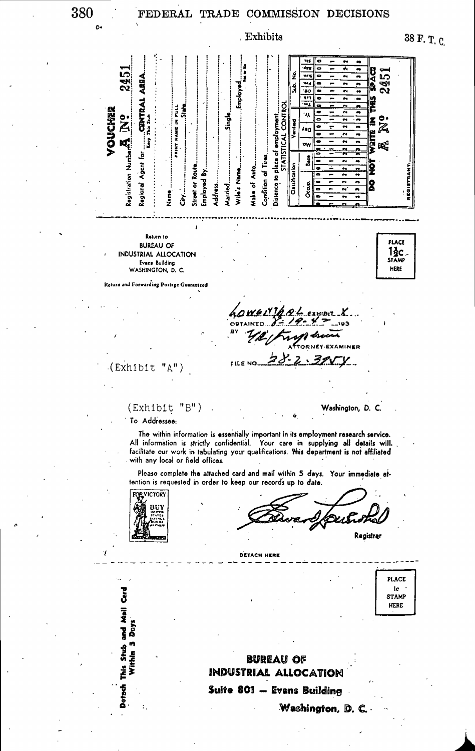Exhibits

**VOUCHER**

Registration Number **A No. 2451**

Regional Agent for ........ **CENTRAL AREA** ........ Keep This Stub

Name ........................ PRINT NAME IN FULL

City ........................ State ........................

Street or Route ........................

Employed By ........................

Address ........................

Married ........................ Single ........................

Wife's Name ........................ Employed ........................ Yes or No

Make of Auto ........................

Condition of Tires ........................

Distance to place of employment ........................

STATISTICAL CONTROL

| Classification | | Verified | | | Sub. No. | | | | | |
|---|---|---|---|---|---|---|---|---|---|---|
| Occup. | Base | Mo. | Day | Yr. | Ins. | Loc. | Cd. | Ind. | Rating | Sal. |
| 0 | 0 | 0 | 0 | 0 | 0 | 0 | 0 | 0 | 0 | 0 |
| 1 | 1 | 1 | 1 | 1 | 1 | 1 | 1 | 1 | 1 | 1 |
| 2 | 2 | 2 | 2 | 2 | 2 | 2 | 2 | 2 | 2 | 2 |
| 3 | 3 | 3 | 3 | 3 | 3 | 3 | 3 | 3 | 3 | 3 |

DO NOT WRITE IN THIS SPACE

**A No. 2451**

REGISTRANT ........................

---

Return to
BUREAU OF
INDUSTRIAL ALLOCATION
Evans Building
WASHINGTON, D. C.

Return and Forwarding Postage Guaranteed

PLACE 1½c STAMP HERE

LOWELL Y. BAL EXHIBIT X
OBTAINED 5-19-45 193
BY [signature]
ATTORNEY-EXAMINER
FILE NO. 28-2-3954

(Exhibit "A")

(Exhibit "B")

Washington, D. C.

To Addressee:

The within information is essentially important in its employment research service. All information is strictly confidential. Your care in supplying all details will facilitate our work in tabulating your qualifications. This department is not affiliated with any local or field offices.

Please complete the attached card and mail within 5 days. Your immediate attention is requested in order to keep our records up to date.

FOR VICTORY BUY UNITED STATES SAVINGS BONDS AND STAMPS

[signature]
Registrar

DETACH HERE

---

Detach This Stub and Mail Card Within 5 Days

PLACE 1c STAMP HERE

**BUREAU OF**
**INDUSTRIAL ALLOCATION**
**Suite 801 — Evans Building**
**Washington, D. C.**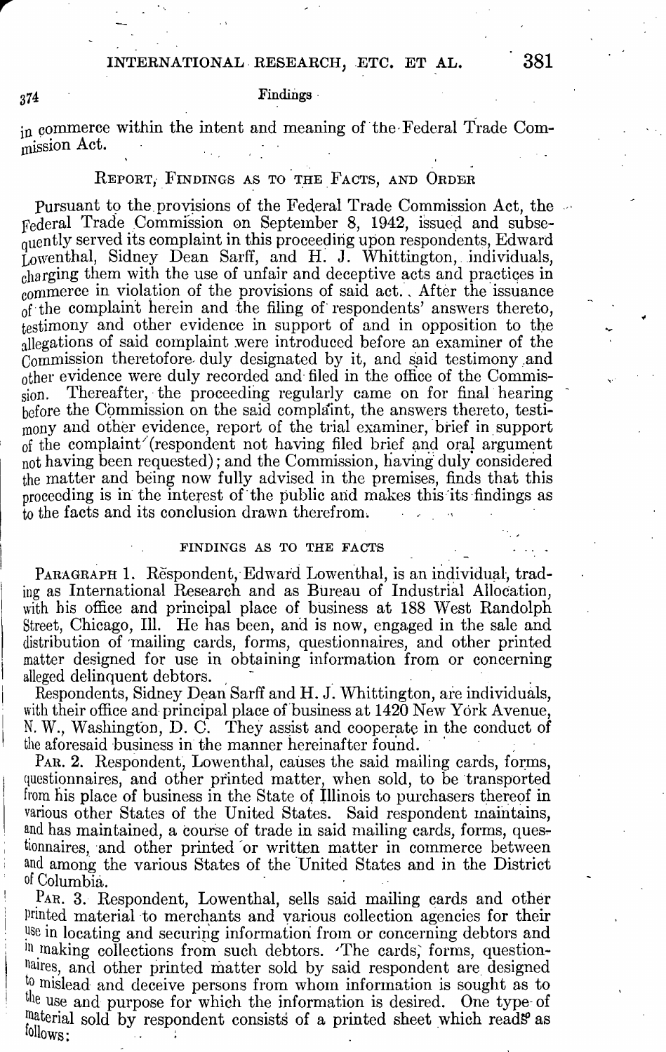in commerce within the intent and meaning of the Federal Trade Commission Act.

## REPORT, FINDINGS AS TO THE FACTS, AND ORDER

Pursuant to the provisions of the Federal Trade Commission Act, the Federal Trade Commission on September 8, 1942, issued and subsequently served its complaint in this proceeding upon respondents, Edward Lowenthal, Sidney Dean Sarff, and H. J. Whittington, individuals, charging them with the use of unfair and deceptive acts and practices in commerce in violation of the provisions of said act. After the issuance of the complaint herein and the filing of respondents' answers thereto, testimony and other evidence in support of and in opposition to the allegations of said complaint were introduced before an examiner of the Commission theretofore duly designated by it, and said testimony and other evidence were duly recorded and filed in the office of the Commission. Thereafter, the proceeding regularly came on for final hearing before the Commission on the said complaint, the answers thereto, testimony and other evidence, report of the trial examiner, brief in support of the complaint (respondent not having filed brief and oral argument not having been requested); and the Commission, having duly considered the matter and being now fully advised in the premises, finds that this proceeding is in the interest of the public and makes this its findings as to the facts and its conclusion drawn therefrom.

### FINDINGS AS TO THE FACTS

PARAGRAPH 1. Respondent, Edward Lowenthal, is an individual, trading as International Research and as Bureau of Industrial Allocation, with his office and principal place of business at 188 West Randolph Street, Chicago, Ill. He has been, and is now, engaged in the sale and distribution of mailing cards, forms, questionnaires, and other printed matter designed for use in obtaining information from or concerning alleged delinquent debtors.

Respondents, Sidney Dean Sarff and H. J. Whittington, are individuals, with their office and principal place of business at 1420 New York Avenue, N. W., Washington, D. C. They assist and cooperate in the conduct of the aforesaid business in the manner hereinafter found.

PAR. 2. Respondent, Lowenthal, causes the said mailing cards, forms, questionnaires, and other printed matter, when sold, to be transported from his place of business in the State of Illinois to purchasers thereof in various other States of the United States. Said respondent maintains, and has maintained, a course of trade in said mailing cards, forms, questionnaires, and other printed or written matter in commerce between and among the various States of the United States and in the District of Columbia.

PAR. 3. Respondent, Lowenthal, sells said mailing cards and other printed material to merchants and various collection agencies for their use in locating and securing information from or concerning debtors and in making collections from such debtors. The cards, forms, questionnaires, and other printed matter sold by said respondent are designed to mislead and deceive persons from whom information is sought as to the use and purpose for which the information is desired. One type of material sold by respondent consists of a printed sheet which reads as follows: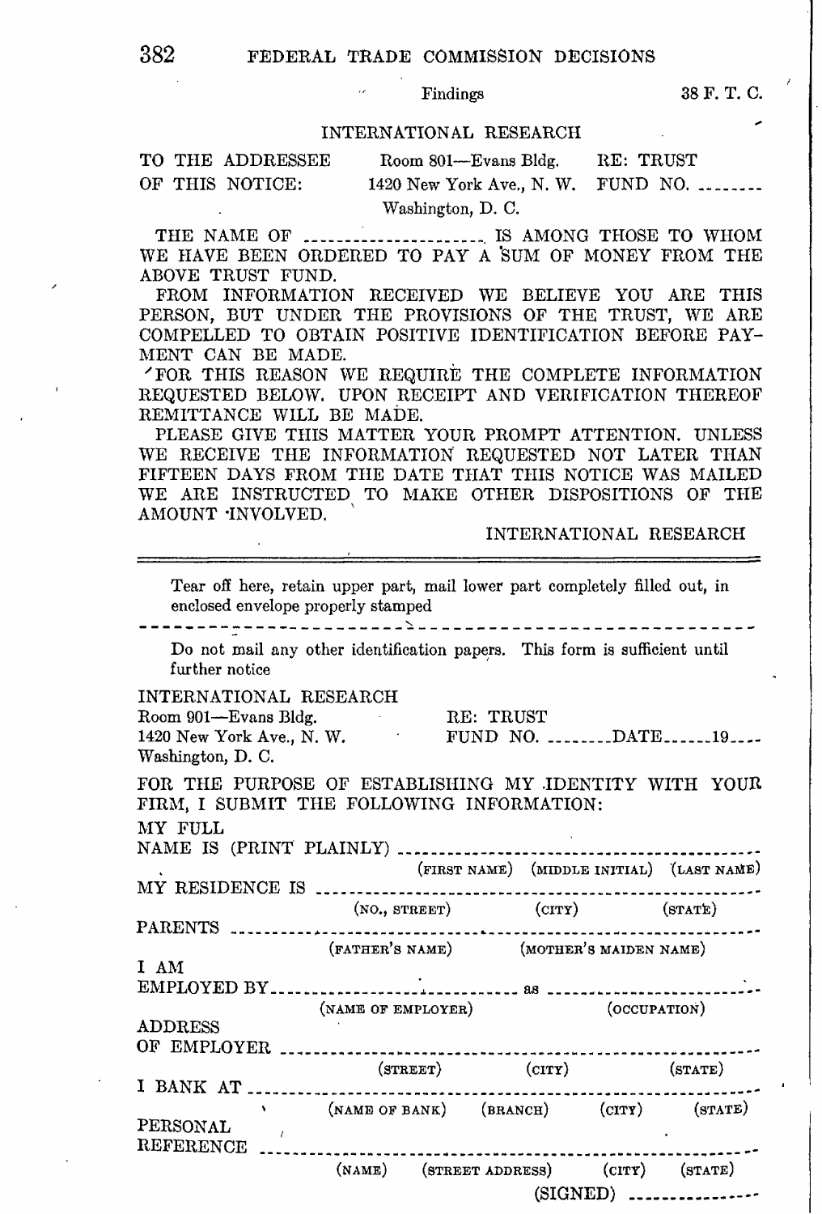INTERNATIONAL RESEARCH

TO THE ADDRESSEE OF THIS NOTICE: Room 801—Evans Bldg. 1420 New York Ave., N. W. Washington, D. C. RE: TRUST FUND NO. ........

THE NAME OF ........................ IS AMONG THOSE TO WHOM WE HAVE BEEN ORDERED TO PAY A SUM OF MONEY FROM THE ABOVE TRUST FUND.

FROM INFORMATION RECEIVED WE BELIEVE YOU ARE THIS PERSON, BUT UNDER THE PROVISIONS OF THE TRUST, WE ARE COMPELLED TO OBTAIN POSITIVE IDENTIFICATION BEFORE PAYMENT CAN BE MADE.

FOR THIS REASON WE REQUIRE THE COMPLETE INFORMATION REQUESTED BELOW. UPON RECEIPT AND VERIFICATION THEREOF REMITTANCE WILL BE MADE.

PLEASE GIVE THIS MATTER YOUR PROMPT ATTENTION. UNLESS WE RECEIVE THE INFORMATION REQUESTED NOT LATER THAN FIFTEEN DAYS FROM THE DATE THAT THIS NOTICE WAS MAILED WE ARE INSTRUCTED TO MAKE OTHER DISPOSITIONS OF THE AMOUNT INVOLVED.

INTERNATIONAL RESEARCH

---

Tear off here, retain upper part, mail lower part completely filled out, in enclosed envelope properly stamped

- - - - - - - - - - - - - - - - - - - - - - - - - - - - - - - - - - - - - - - -

Do not mail any other identification papers. This form is sufficient until further notice

INTERNATIONAL RESEARCH
Room 901—Evans Bldg.
1420 New York Ave., N. W.
Washington, D. C.

RE: TRUST FUND NO. ..........DATE.......19....

FOR THE PURPOSE OF ESTABLISHING MY IDENTITY WITH YOUR FIRM, I SUBMIT THE FOLLOWING INFORMATION:

MY FULL NAME IS (PRINT PLAINLY) ..............................................
(FIRST NAME) (MIDDLE INITIAL) (LAST NAME)

MY RESIDENCE IS ..............................................
(NO., STREET) (CITY) (STATE)

PARENTS ..............................................
(FATHER'S NAME) (MOTHER'S MAIDEN NAME)

I AM EMPLOYED BY.............................. as ..............................
(NAME OF EMPLOYER) (OCCUPATION)

ADDRESS OF EMPLOYER ..............................................
(STREET) (CITY) (STATE)

I BANK AT ..............................................
(NAME OF BANK) (BRANCH) (CITY) (STATE)

PERSONAL REFERENCE ..............................................
(NAME) (STREET ADDRESS) (CITY) (STATE)

(SIGNED) ................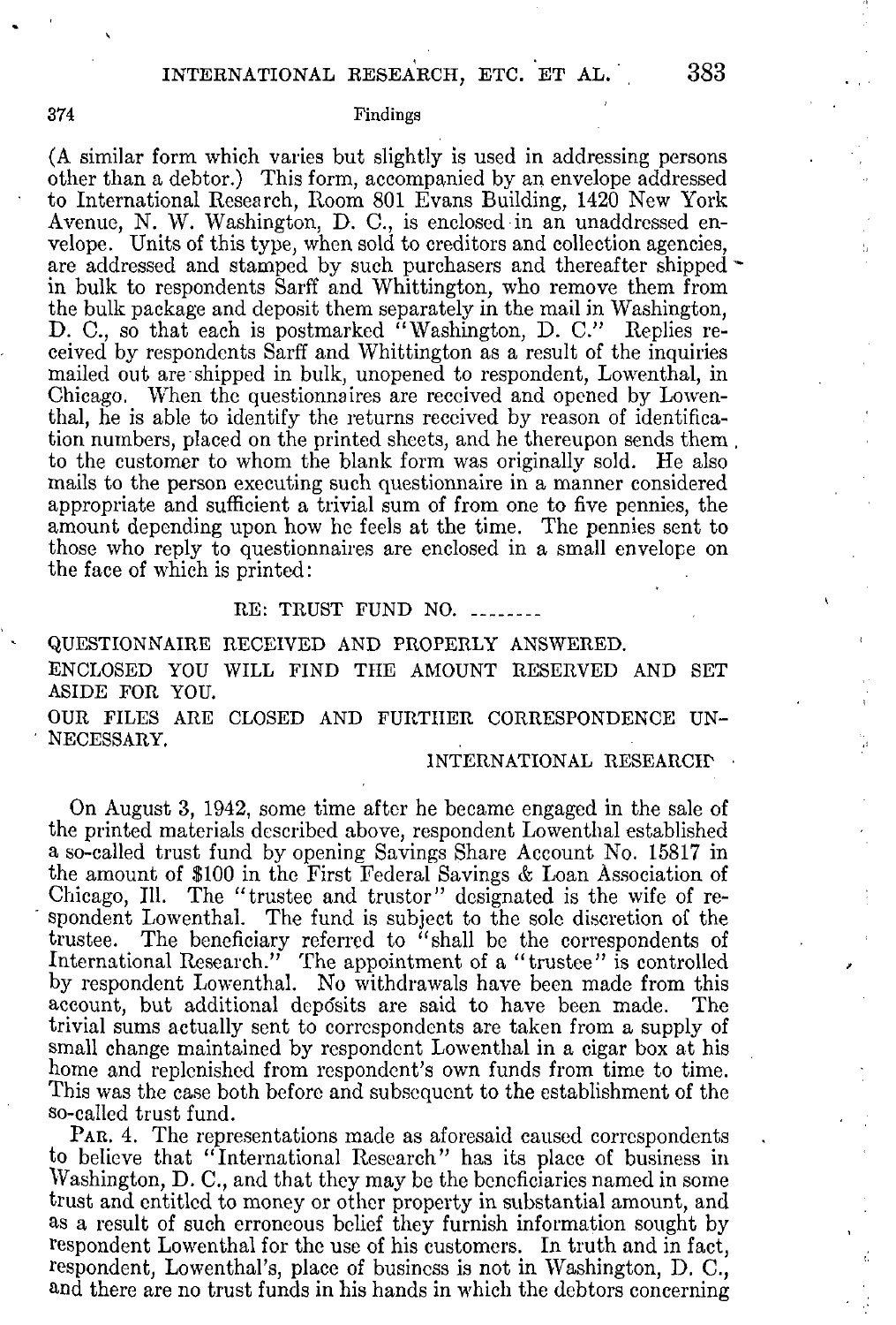(A similar form which varies but slightly is used in addressing persons other than a debtor.) This form, accompanied by an envelope addressed to International Research, Room 801 Evans Building, 1420 New York Avenue, N. W. Washington, D. C., is enclosed in an unaddressed envelope. Units of this type, when sold to creditors and collection agencies, are addressed and stamped by such purchasers and thereafter shipped in bulk to respondents Sarff and Whittington, who remove them from the bulk package and deposit them separately in the mail in Washington, D. C., so that each is postmarked "Washington, D. C." Replies received by respondents Sarff and Whittington as a result of the inquiries mailed out are shipped in bulk, unopened to respondent, Lowenthal, in Chicago. When the questionnaires are received and opened by Lowenthal, he is able to identify the returns received by reason of identification numbers, placed on the printed sheets, and he thereupon sends them to the customer to whom the blank form was originally sold. He also mails to the person executing such questionnaire in a manner considered appropriate and sufficient a trivial sum of from one to five pennies, the amount depending upon how he feels at the time. The pennies sent to those who reply to questionnaires are enclosed in a small envelope on the face of which is printed:

RE: TRUST FUND NO. --------

QUESTIONNAIRE RECEIVED AND PROPERLY ANSWERED.

ENCLOSED YOU WILL FIND THE AMOUNT RESERVED AND SET ASIDE FOR YOU.

OUR FILES ARE CLOSED AND FURTHER CORRESPONDENCE UNNECESSARY.

INTERNATIONAL RESEARCH

On August 3, 1942, some time after he became engaged in the sale of the printed materials described above, respondent Lowenthal established a so-called trust fund by opening Savings Share Account No. 15817 in the amount of $100 in the First Federal Savings & Loan Association of Chicago, Ill. The "trustee and trustor" designated is the wife of respondent Lowenthal. The fund is subject to the sole discretion of the trustee. The beneficiary referred to "shall be the correspondents of International Research." The appointment of a "trustee" is controlled by respondent Lowenthal. No withdrawals have been made from this account, but additional deposits are said to have been made. The trivial sums actually sent to correspondents are taken from a supply of small change maintained by respondent Lowenthal in a cigar box at his home and replenished from respondent's own funds from time to time. This was the case both before and subsequent to the establishment of the so-called trust fund.

PAR. 4. The representations made as aforesaid caused correspondents to believe that "International Research" has its place of business in Washington, D. C., and that they may be the beneficiaries named in some trust and entitled to money or other property in substantial amount, and as a result of such erroneous belief they furnish information sought by respondent Lowenthal for the use of his customers. In truth and in fact, respondent, Lowenthal's, place of business is not in Washington, D. C., and there are no trust funds in his hands in which the debtors concerning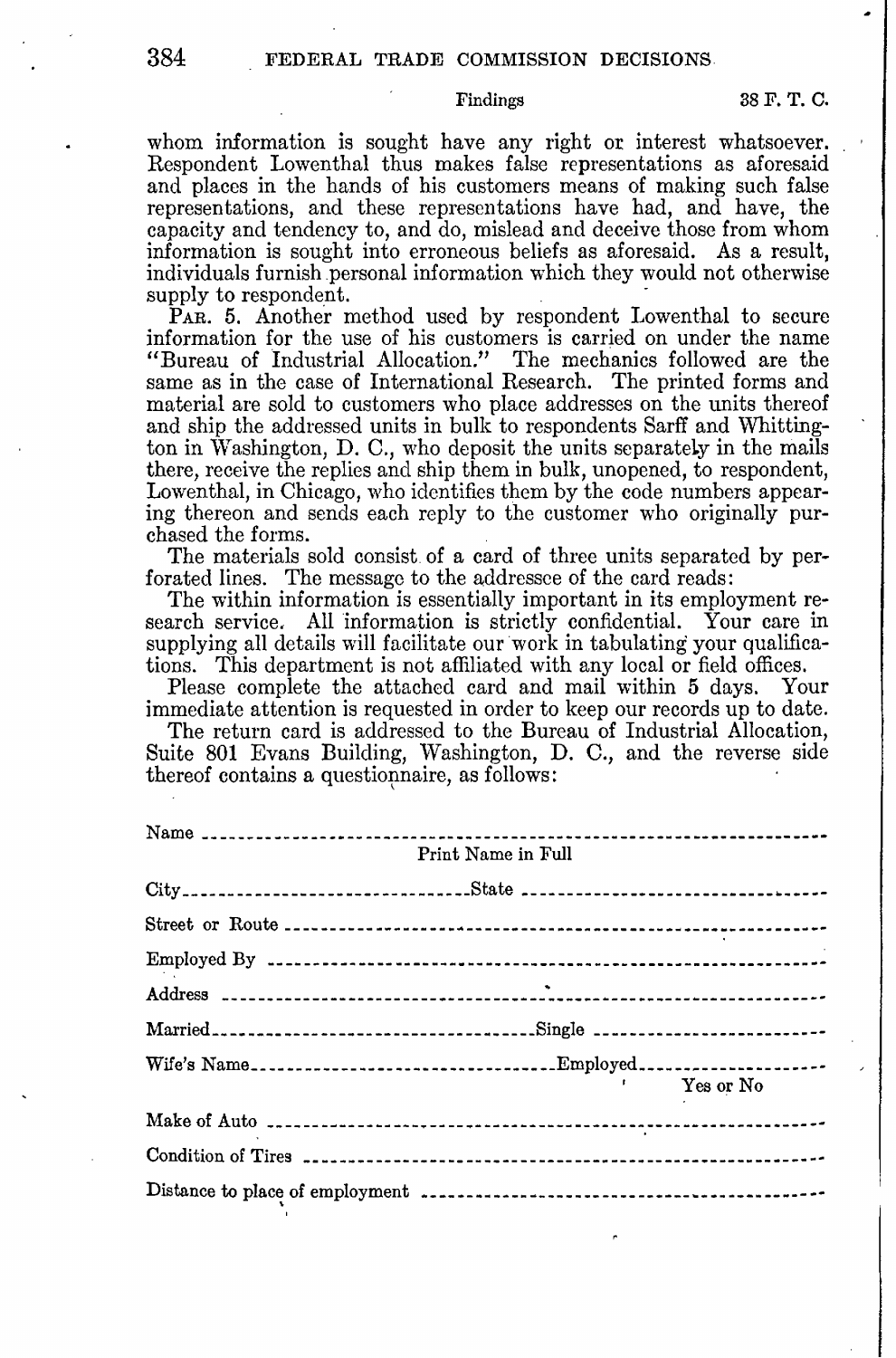whom information is sought have any right or interest whatsoever. Respondent Lowenthal thus makes false representations as aforesaid and places in the hands of his customers means of making such false representations, and these representations have had, and have, the capacity and tendency to, and do, mislead and deceive those from whom information is sought into erroneous beliefs as aforesaid. As a result, individuals furnish personal information which they would not otherwise supply to respondent.

PAR. 5. Another method used by respondent Lowenthal to secure information for the use of his customers is carried on under the name "Bureau of Industrial Allocation." The mechanics followed are the same as in the case of International Research. The printed forms and material are sold to customers who place addresses on the units thereof and ship the addressed units in bulk to respondents Sarff and Whittington in Washington, D. C., who deposit the units separately in the mails there, receive the replies and ship them in bulk, unopened, to respondent, Lowenthal, in Chicago, who identifies them by the code numbers appearing thereon and sends each reply to the customer who originally purchased the forms.

The materials sold consist of a card of three units separated by perforated lines. The message to the addressee of the card reads:

The within information is essentially important in its employment research service. All information is strictly confidential. Your care in supplying all details will facilitate our work in tabulating your qualifications. This department is not affiliated with any local or field offices.

Please complete the attached card and mail within 5 days. Your immediate attention is requested in order to keep our records up to date.

The return card is addressed to the Bureau of Industrial Allocation, Suite 801 Evans Building, Washington, D. C., and the reverse side thereof contains a questionnaire, as follows:

Name ----------------------------------------------------------------
Print Name in Full

City------------------------------State --------------------------------

Street or Route --------------------------------------------------------

Employed By ----------------------------------------------------------

Address ---------------------------------------------------------------

Married------------------------------------Single -------------------------

Wife's Name------------------------------Employed--------------------
Yes or No

Make of Auto ----------------------------------------------------------

Condition of Tires ------------------------------------------------------

Distance to place of employment ------------------------------------------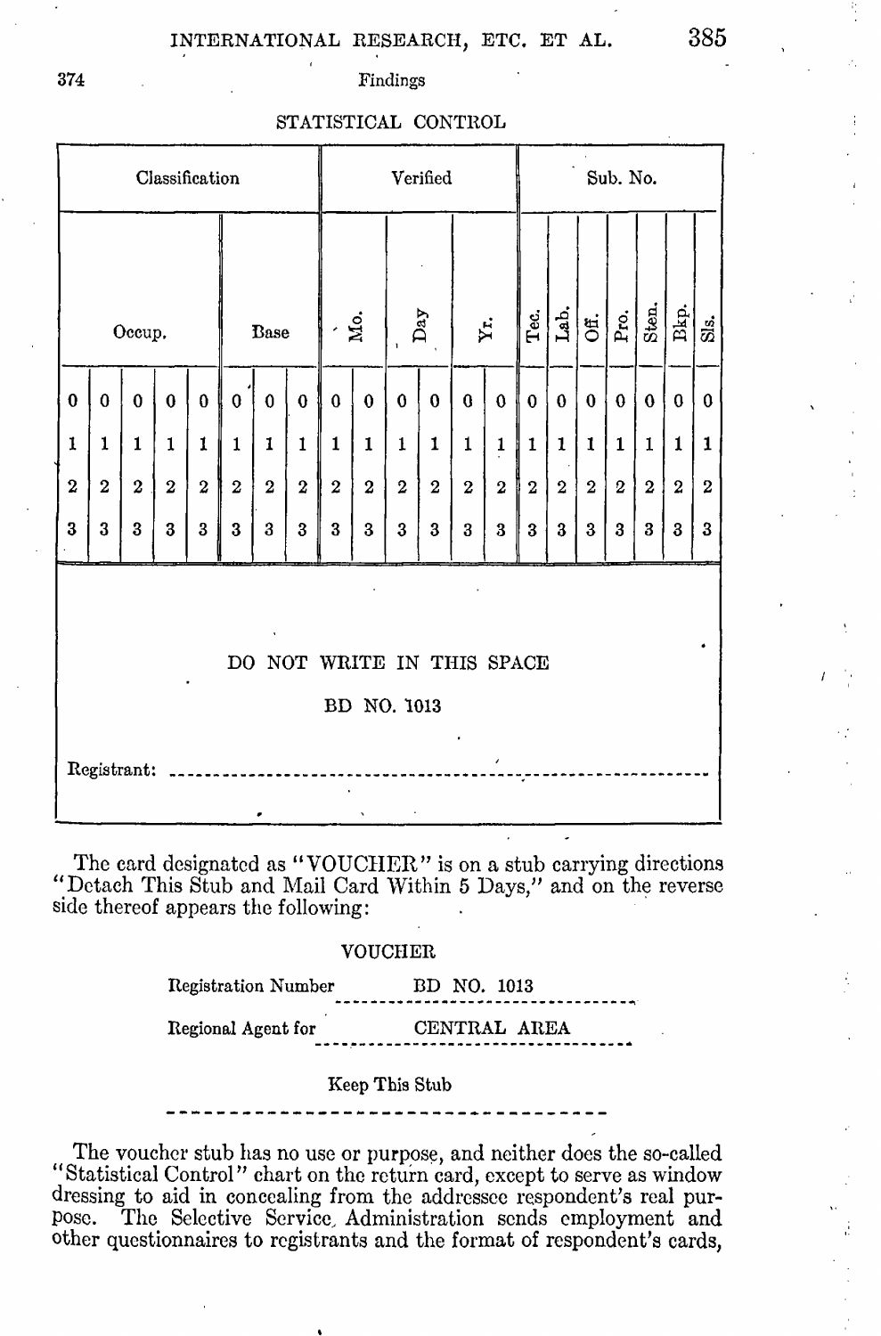Findings

STATISTICAL CONTROL

| Classification | | | | | | | | Verified | | | | | | Sub. No. | | | | | | |
|---|---|---|---|---|---|---|---|---|---|---|---|---|---|---|---|---|---|---|---|---|
| Occup. | | | | | Base | | | Mo. | | Day | | Yr. | | Tec. | Lab. | Off. | Pro. | Sten. | Bkp. | Sls. |
| 0 | 0 | 0 | 0 | 0 | 0 | 0 | 0 | 0 | 0 | 0 | 0 | 0 | 0 | 0 | 0 | 0 | 0 | 0 | 0 | 0 |
| 1 | 1 | 1 | 1 | 1 | 1 | 1 | 1 | 1 | 1 | 1 | 1 | 1 | 1 | 1 | 1 | 1 | 1 | 1 | 1 | 1 |
| 2 | 2 | 2 | 2 | 2 | 2 | 2 | 2 | 2 | 2 | 2 | 2 | 2 | 2 | 2 | 2 | 2 | 2 | 2 | 2 | 2 |
| 3 | 3 | 3 | 3 | 3 | 3 | 3 | 3 | 3 | 3 | 3 | 3 | 3 | 3 | 3 | 3 | 3 | 3 | 3 | 3 | 3 |

DO NOT WRITE IN THIS SPACE

BD NO. 1013

Registrant: ------------------------------------------------------------

The card designated as "VOUCHER" is on a stub carrying directions "Detach This Stub and Mail Card Within 5 Days," and on the reverse side thereof appears the following:

VOUCHER

Registration Number BD NO. 1013

Regional Agent for CENTRAL AREA

Keep This Stub

The voucher stub has no use or purpose, and neither does the so-called "Statistical Control" chart on the return card, except to serve as window dressing to aid in concealing from the addressee respondent's real purpose. The Selective Service Administration sends employment and other questionnaires to registrants and the format of respondent's cards,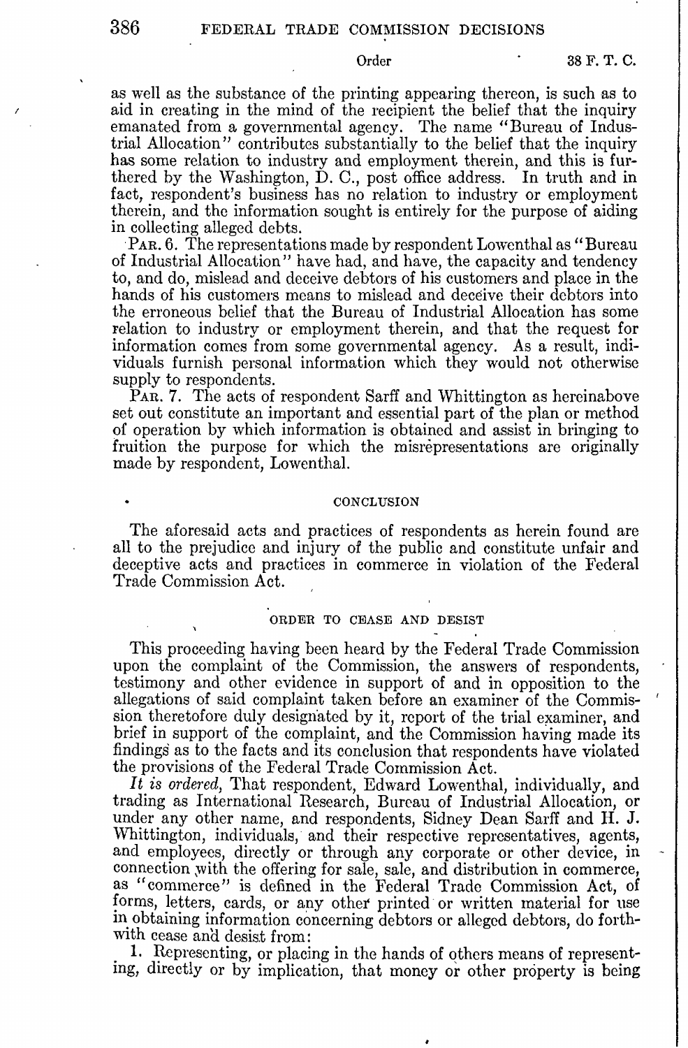as well as the substance of the printing appearing thereon, is such as to aid in creating in the mind of the recipient the belief that the inquiry emanated from a governmental agency. The name "Bureau of Industrial Allocation" contributes substantially to the belief that the inquiry has some relation to industry and employment therein, and this is furthered by the Washington, D. C., post office address. In truth and in fact, respondent's business has no relation to industry or employment therein, and the information sought is entirely for the purpose of aiding in collecting alleged debts.

PAR. 6. The representations made by respondent Lowenthal as "Bureau of Industrial Allocation" have had, and have, the capacity and tendency to, and do, mislead and deceive debtors of his customers and place in the hands of his customers means to mislead and deceive their debtors into the erroneous belief that the Bureau of Industrial Allocation has some relation to industry or employment therein, and that the request for information comes from some governmental agency. As a result, individuals furnish personal information which they would not otherwise supply to respondents.

PAR. 7. The acts of respondent Sarff and Whittington as hereinabove set out constitute an important and essential part of the plan or method of operation by which information is obtained and assist in bringing to fruition the purpose for which the misrepresentations are originally made by respondent, Lowenthal.

## CONCLUSION

The aforesaid acts and practices of respondents as herein found are all to the prejudice and injury of the public and constitute unfair and deceptive acts and practices in commerce in violation of the Federal Trade Commission Act.

## ORDER TO CEASE AND DESIST

This proceeding having been heard by the Federal Trade Commission upon the complaint of the Commission, the answers of respondents, testimony and other evidence in support of and in opposition to the allegations of said complaint taken before an examiner of the Commission theretofore duly designated by it, report of the trial examiner, and brief in support of the complaint, and the Commission having made its findings as to the facts and its conclusion that respondents have violated the provisions of the Federal Trade Commission Act.

*It is ordered,* That respondent, Edward Lowenthal, individually, and trading as International Research, Bureau of Industrial Allocation, or under any other name, and respondents, Sidney Dean Sarff and H. J. Whittington, individuals, and their respective representatives, agents, and employees, directly or through any corporate or other device, in connection with the offering for sale, sale, and distribution in commerce, as "commerce" is defined in the Federal Trade Commission Act, of forms, letters, cards, or any other printed or written material for use in obtaining information concerning debtors or alleged debtors, do forthwith cease and desist from:

1. Representing, or placing in the hands of others means of representing, directly or by implication, that money or other property is being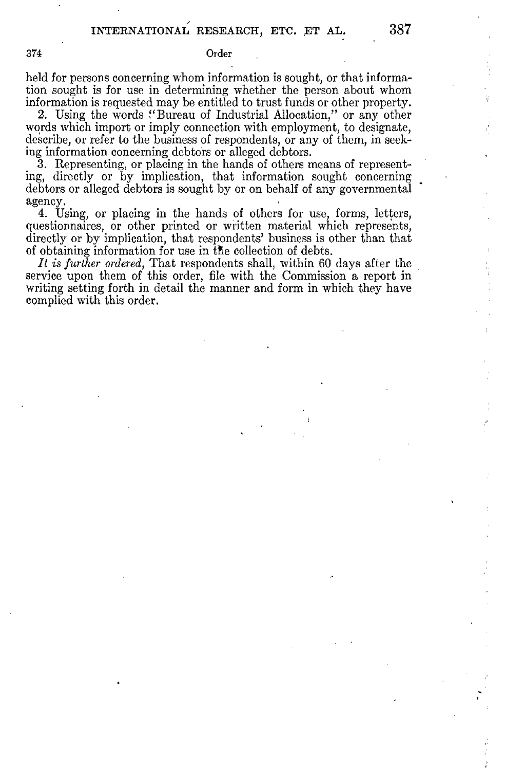held for persons concerning whom information is sought, or that information sought is for use in determining whether the person about whom information is requested may be entitled to trust funds or other property.

2. Using the words "Bureau of Industrial Allocation," or any other words which import or imply connection with employment, to designate, describe, or refer to the business of respondents, or any of them, in seeking information concerning debtors or alleged debtors.

3. Representing, or placing in the hands of others means of representing, directly or by implication, that information sought concerning debtors or alleged debtors is sought by or on behalf of any governmental agency.

4. Using, or placing in the hands of others for use, forms, letters, questionnaires, or other printed or written material which represents, directly or by implication, that respondents' business is other than that of obtaining information for use in the collection of debts.

*It is further ordered*, That respondents shall, within 60 days after the service upon them of this order, file with the Commission a report in writing setting forth in detail the manner and form in which they have complied with this order.